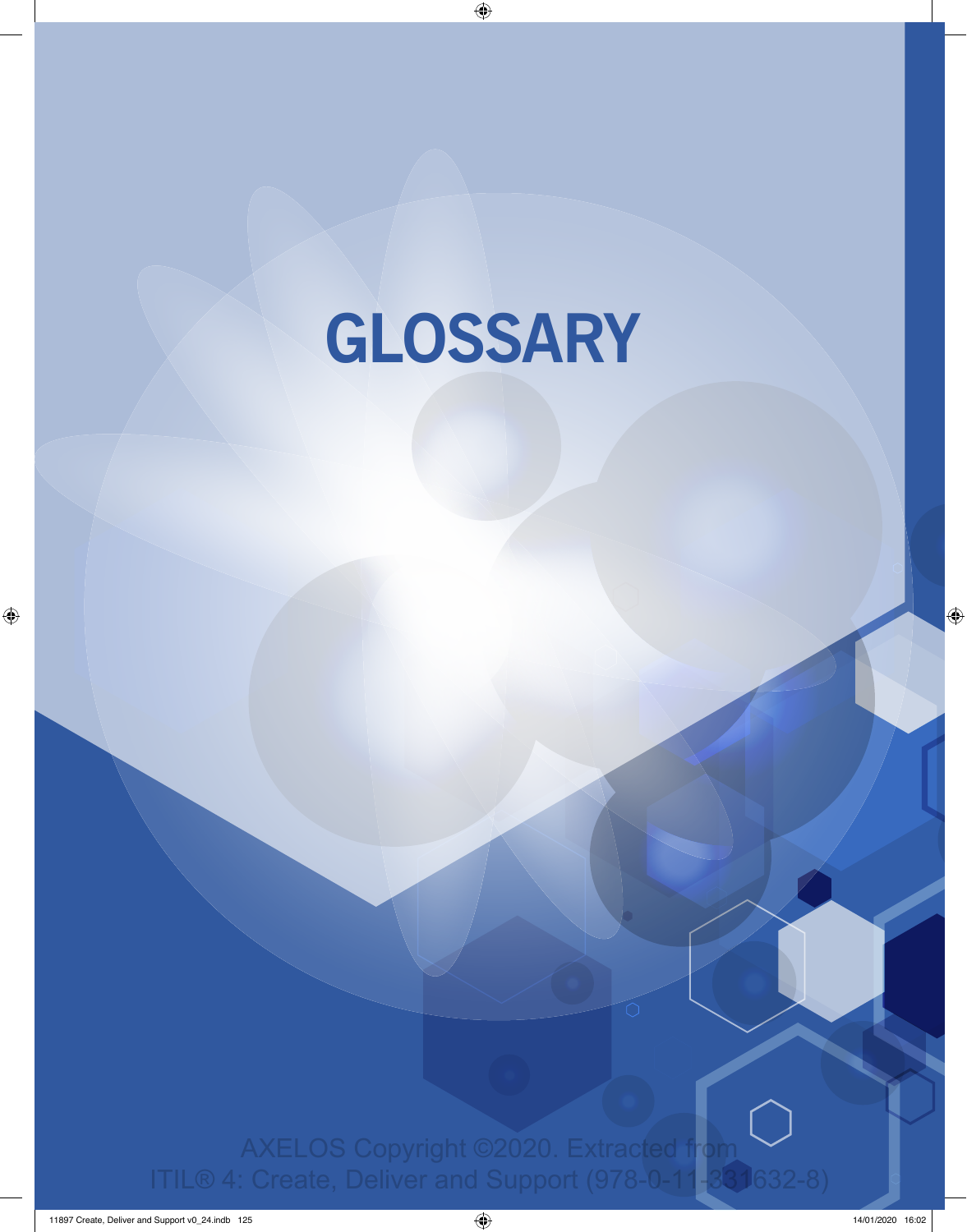# GLOSSARY

AXELOS Copyright ©2020. Extracted from
ITIL® 4: Create, Deliver and Support (978-0-11-331632-8)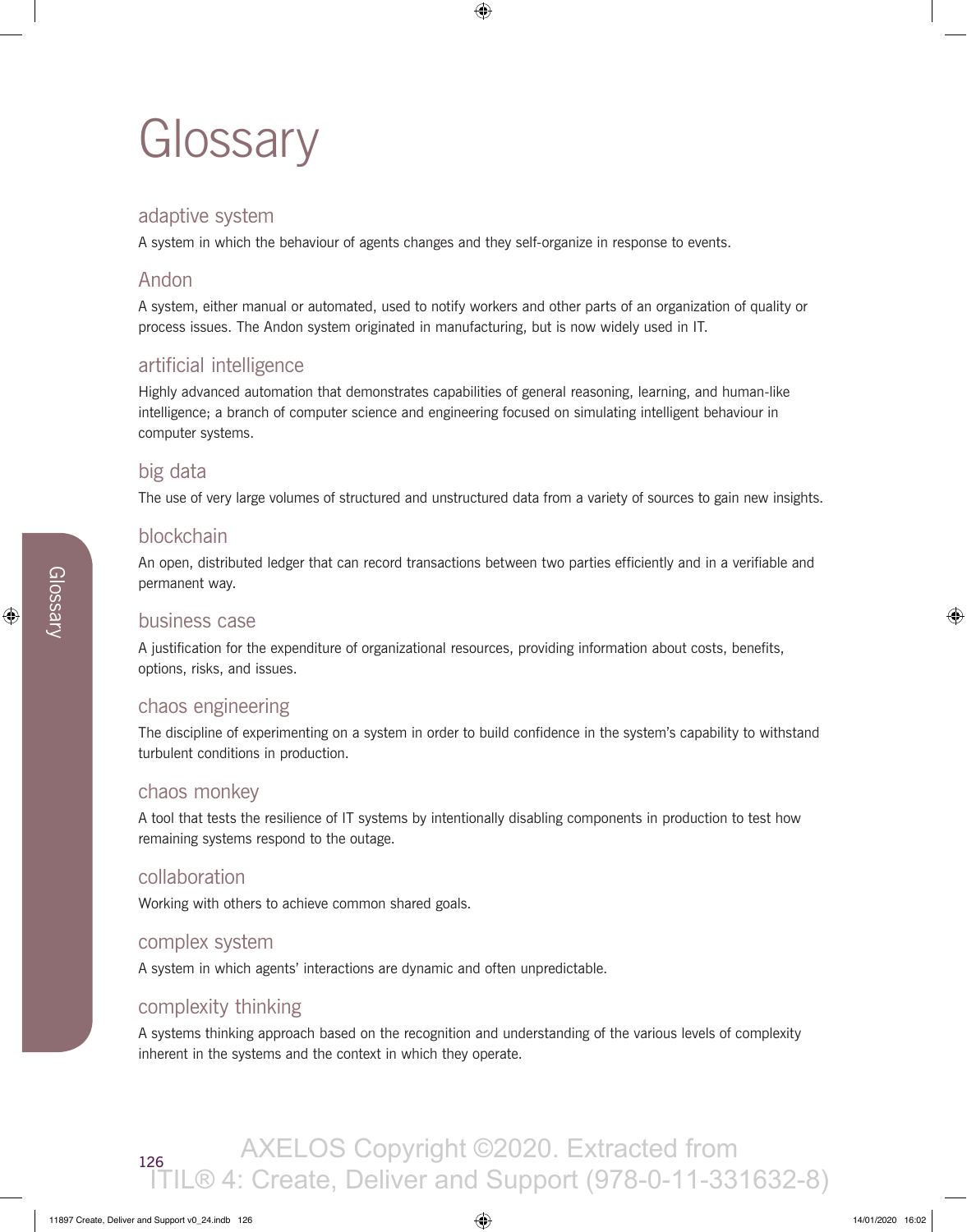# Glossary

## adaptive system

A system in which the behaviour of agents changes and they self-organize in response to events.

## Andon

A system, either manual or automated, used to notify workers and other parts of an organization of quality or process issues. The Andon system originated in manufacturing, but is now widely used in IT.

## artificial intelligence

Highly advanced automation that demonstrates capabilities of general reasoning, learning, and human-like intelligence; a branch of computer science and engineering focused on simulating intelligent behaviour in computer systems.

## big data

The use of very large volumes of structured and unstructured data from a variety of sources to gain new insights.

## blockchain

An open, distributed ledger that can record transactions between two parties efficiently and in a verifiable and permanent way.

## business case

A justification for the expenditure of organizational resources, providing information about costs, benefits, options, risks, and issues.

## chaos engineering

The discipline of experimenting on a system in order to build confidence in the system's capability to withstand turbulent conditions in production.

## chaos monkey

A tool that tests the resilience of IT systems by intentionally disabling components in production to test how remaining systems respond to the outage.

## collaboration

Working with others to achieve common shared goals.

## complex system

A system in which agents' interactions are dynamic and often unpredictable.

## complexity thinking

A systems thinking approach based on the recognition and understanding of the various levels of complexity inherent in the systems and the context in which they operate.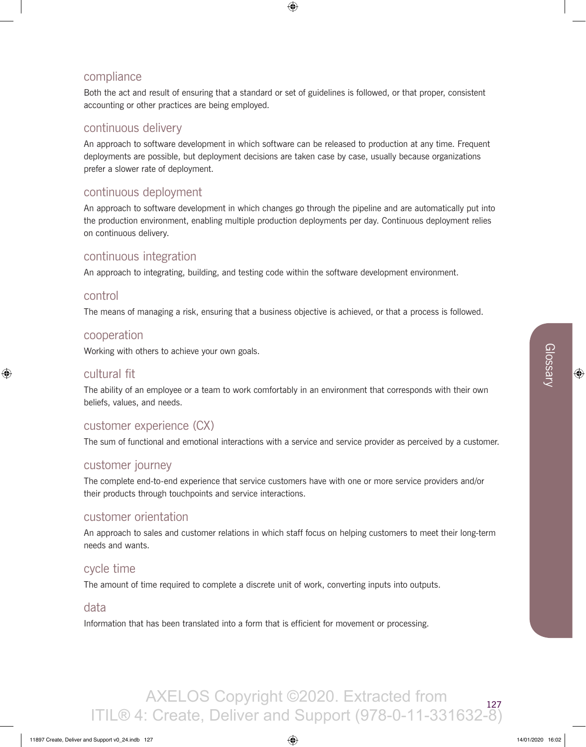## compliance

Both the act and result of ensuring that a standard or set of guidelines is followed, or that proper, consistent accounting or other practices are being employed.

## continuous delivery

An approach to software development in which software can be released to production at any time. Frequent deployments are possible, but deployment decisions are taken case by case, usually because organizations prefer a slower rate of deployment.

## continuous deployment

An approach to software development in which changes go through the pipeline and are automatically put into the production environment, enabling multiple production deployments per day. Continuous deployment relies on continuous delivery.

## continuous integration

An approach to integrating, building, and testing code within the software development environment.

## control

The means of managing a risk, ensuring that a business objective is achieved, or that a process is followed.

## cooperation

Working with others to achieve your own goals.

## cultural fit

The ability of an employee or a team to work comfortably in an environment that corresponds with their own beliefs, values, and needs.

## customer experience (CX)

The sum of functional and emotional interactions with a service and service provider as perceived by a customer.

## customer journey

The complete end-to-end experience that service customers have with one or more service providers and/or their products through touchpoints and service interactions.

## customer orientation

An approach to sales and customer relations in which staff focus on helping customers to meet their long-term needs and wants.

## cycle time

The amount of time required to complete a discrete unit of work, converting inputs into outputs.

## data

Information that has been translated into a form that is efficient for movement or processing.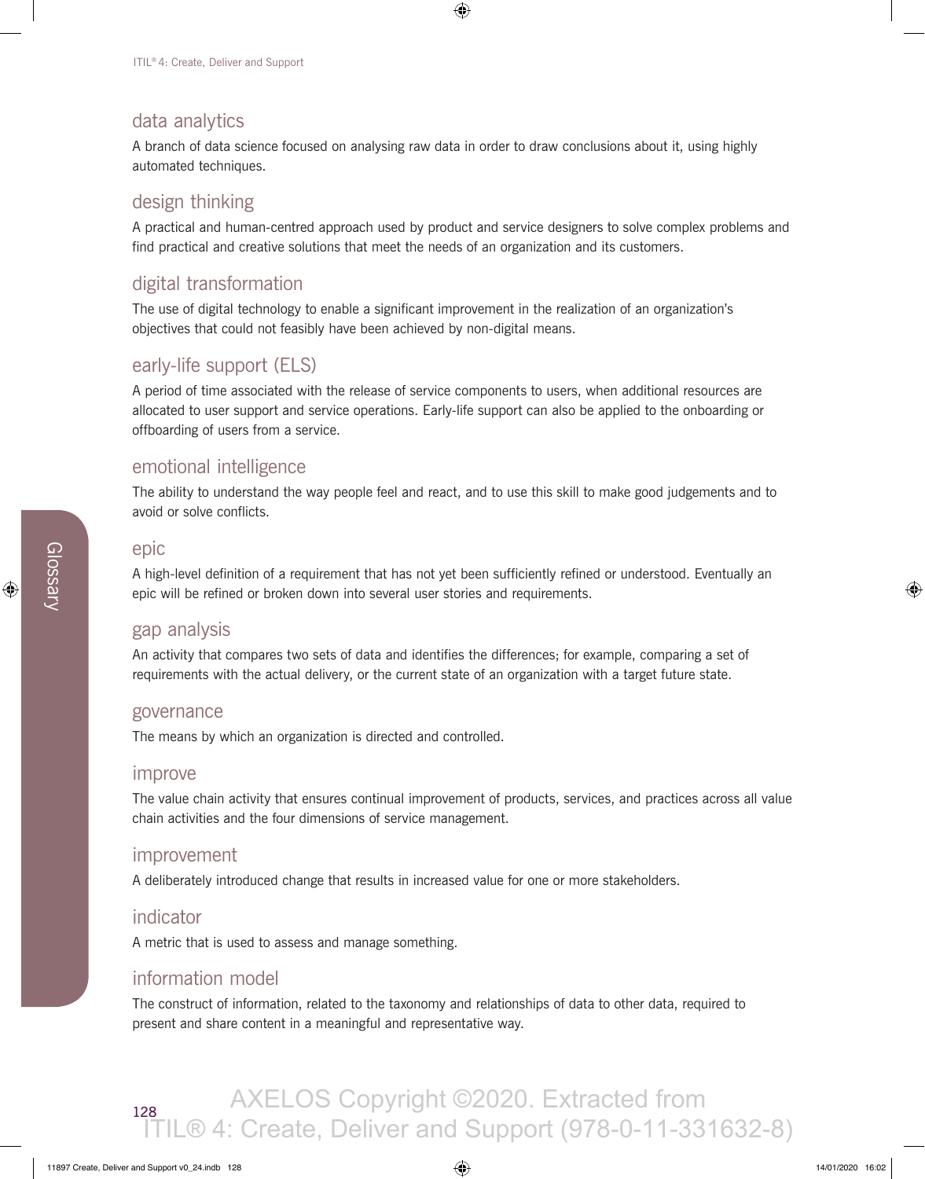## data analytics

A branch of data science focused on analysing raw data in order to draw conclusions about it, using highly automated techniques.

## design thinking

A practical and human-centred approach used by product and service designers to solve complex problems and find practical and creative solutions that meet the needs of an organization and its customers.

## digital transformation

The use of digital technology to enable a significant improvement in the realization of an organization's objectives that could not feasibly have been achieved by non-digital means.

## early-life support (ELS)

A period of time associated with the release of service components to users, when additional resources are allocated to user support and service operations. Early-life support can also be applied to the onboarding or offboarding of users from a service.

## emotional intelligence

The ability to understand the way people feel and react, and to use this skill to make good judgements and to avoid or solve conflicts.

## epic

A high-level definition of a requirement that has not yet been sufficiently refined or understood. Eventually an epic will be refined or broken down into several user stories and requirements.

## gap analysis

An activity that compares two sets of data and identifies the differences; for example, comparing a set of requirements with the actual delivery, or the current state of an organization with a target future state.

## governance

The means by which an organization is directed and controlled.

## improve

The value chain activity that ensures continual improvement of products, services, and practices across all value chain activities and the four dimensions of service management.

## improvement

A deliberately introduced change that results in increased value for one or more stakeholders.

## indicator

A metric that is used to assess and manage something.

## information model

The construct of information, related to the taxonomy and relationships of data to other data, required to present and share content in a meaningful and representative way.

AXELOS Copyright ©2020. Extracted from ITIL® 4: Create, Deliver and Support (978-0-11-331632-8)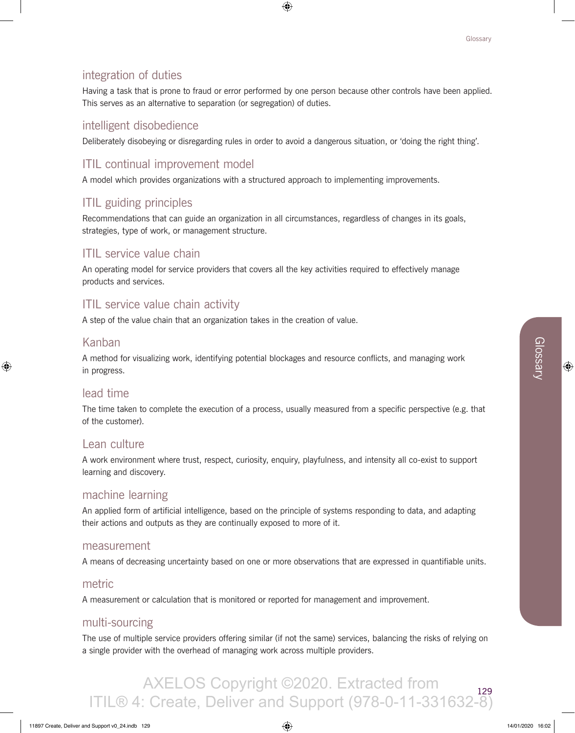## integration of duties

Having a task that is prone to fraud or error performed by one person because other controls have been applied. This serves as an alternative to separation (or segregation) of duties.

## intelligent disobedience

Deliberately disobeying or disregarding rules in order to avoid a dangerous situation, or 'doing the right thing'.

## ITIL continual improvement model

A model which provides organizations with a structured approach to implementing improvements.

## ITIL guiding principles

Recommendations that can guide an organization in all circumstances, regardless of changes in its goals, strategies, type of work, or management structure.

## ITIL service value chain

An operating model for service providers that covers all the key activities required to effectively manage products and services.

## ITIL service value chain activity

A step of the value chain that an organization takes in the creation of value.

## Kanban

A method for visualizing work, identifying potential blockages and resource conflicts, and managing work in progress.

## lead time

The time taken to complete the execution of a process, usually measured from a specific perspective (e.g. that of the customer).

## Lean culture

A work environment where trust, respect, curiosity, enquiry, playfulness, and intensity all co-exist to support learning and discovery.

## machine learning

An applied form of artificial intelligence, based on the principle of systems responding to data, and adapting their actions and outputs as they are continually exposed to more of it.

## measurement

A means of decreasing uncertainty based on one or more observations that are expressed in quantifiable units.

## metric

A measurement or calculation that is monitored or reported for management and improvement.

## multi-sourcing

The use of multiple service providers offering similar (if not the same) services, balancing the risks of relying on a single provider with the overhead of managing work across multiple providers.

AXELOS Copyright ©2020. Extracted from ITIL® 4: Create, Deliver and Support (978-0-11-331632-8)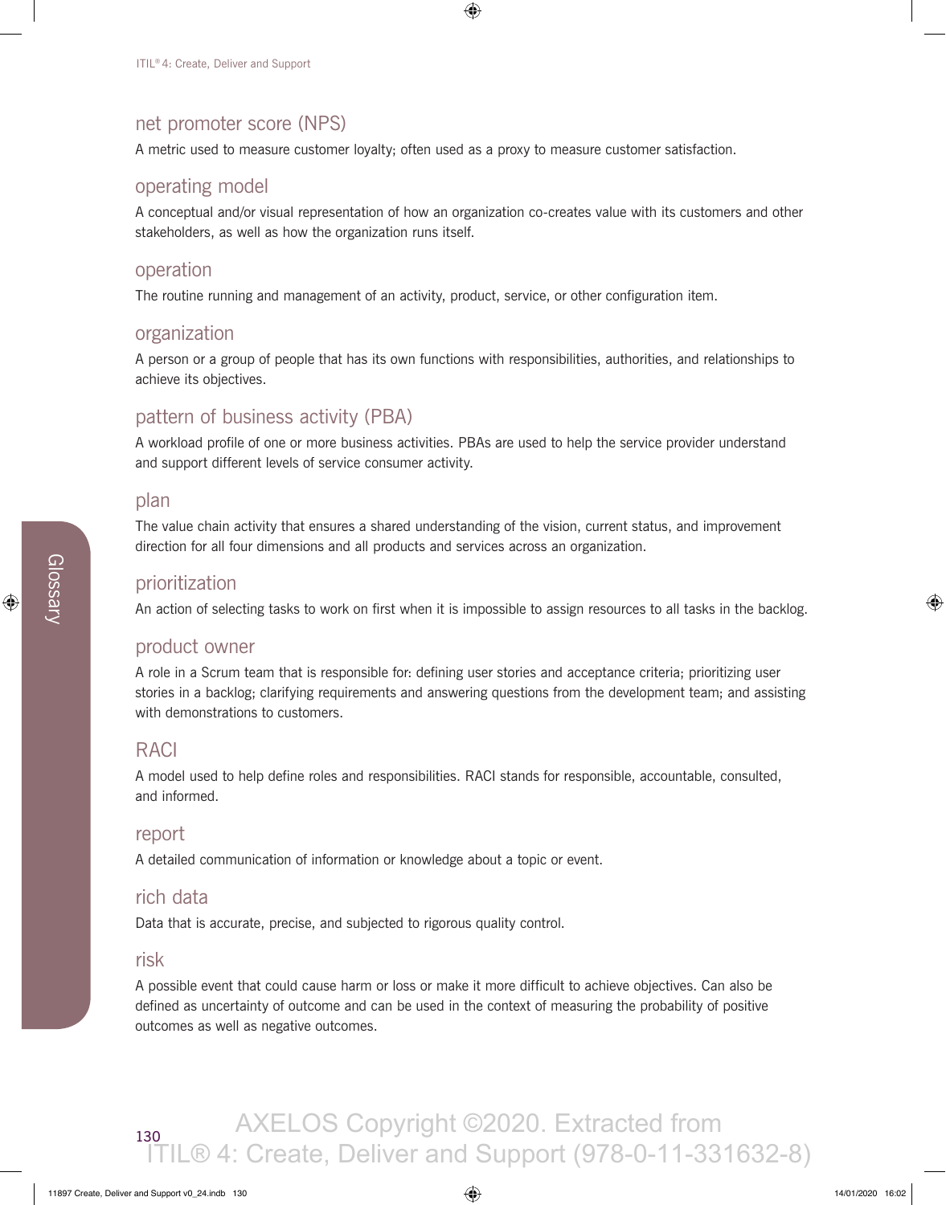## net promoter score (NPS)

A metric used to measure customer loyalty; often used as a proxy to measure customer satisfaction.

## operating model

A conceptual and/or visual representation of how an organization co-creates value with its customers and other stakeholders, as well as how the organization runs itself.

## operation

The routine running and management of an activity, product, service, or other configuration item.

## organization

A person or a group of people that has its own functions with responsibilities, authorities, and relationships to achieve its objectives.

## pattern of business activity (PBA)

A workload profile of one or more business activities. PBAs are used to help the service provider understand and support different levels of service consumer activity.

## plan

The value chain activity that ensures a shared understanding of the vision, current status, and improvement direction for all four dimensions and all products and services across an organization.

## prioritization

An action of selecting tasks to work on first when it is impossible to assign resources to all tasks in the backlog.

## product owner

A role in a Scrum team that is responsible for: defining user stories and acceptance criteria; prioritizing user stories in a backlog; clarifying requirements and answering questions from the development team; and assisting with demonstrations to customers.

## RACI

A model used to help define roles and responsibilities. RACI stands for responsible, accountable, consulted, and informed.

## report

A detailed communication of information or knowledge about a topic or event.

## rich data

Data that is accurate, precise, and subjected to rigorous quality control.

## risk

A possible event that could cause harm or loss or make it more difficult to achieve objectives. Can also be defined as uncertainty of outcome and can be used in the context of measuring the probability of positive outcomes as well as negative outcomes.

AXELOS Copyright ©2020. Extracted from ITIL® 4: Create, Deliver and Support (978-0-11-331632-8)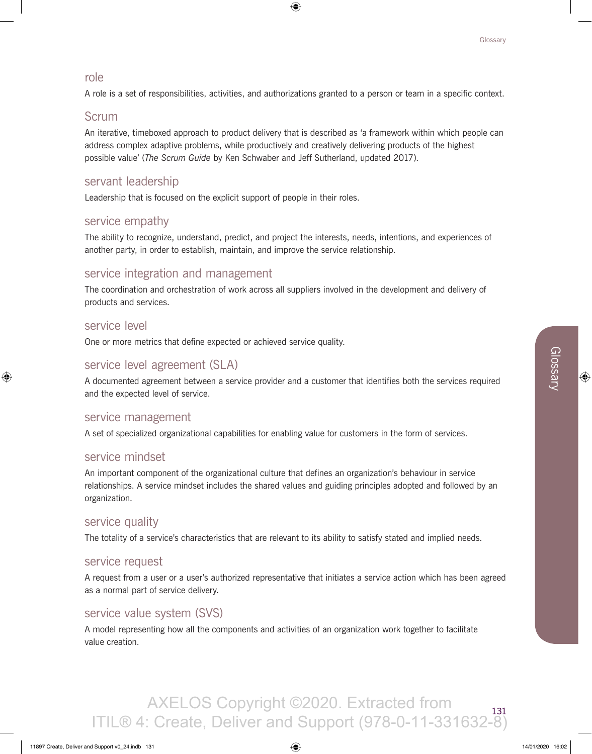### role

A role is a set of responsibilities, activities, and authorizations granted to a person or team in a specific context.

### Scrum

An iterative, timeboxed approach to product delivery that is described as 'a framework within which people can address complex adaptive problems, while productively and creatively delivering products of the highest possible value' (*The Scrum Guide* by Ken Schwaber and Jeff Sutherland, updated 2017).

### servant leadership

Leadership that is focused on the explicit support of people in their roles.

### service empathy

The ability to recognize, understand, predict, and project the interests, needs, intentions, and experiences of another party, in order to establish, maintain, and improve the service relationship.

### service integration and management

The coordination and orchestration of work across all suppliers involved in the development and delivery of products and services.

### service level

One or more metrics that define expected or achieved service quality.

### service level agreement (SLA)

A documented agreement between a service provider and a customer that identifies both the services required and the expected level of service.

### service management

A set of specialized organizational capabilities for enabling value for customers in the form of services.

### service mindset

An important component of the organizational culture that defines an organization's behaviour in service relationships. A service mindset includes the shared values and guiding principles adopted and followed by an organization.

### service quality

The totality of a service's characteristics that are relevant to its ability to satisfy stated and implied needs.

### service request

A request from a user or a user's authorized representative that initiates a service action which has been agreed as a normal part of service delivery.

### service value system (SVS)

A model representing how all the components and activities of an organization work together to facilitate value creation.

AXELOS Copyright ©2020. Extracted from ITIL® 4: Create, Deliver and Support (978-0-11-331632-8)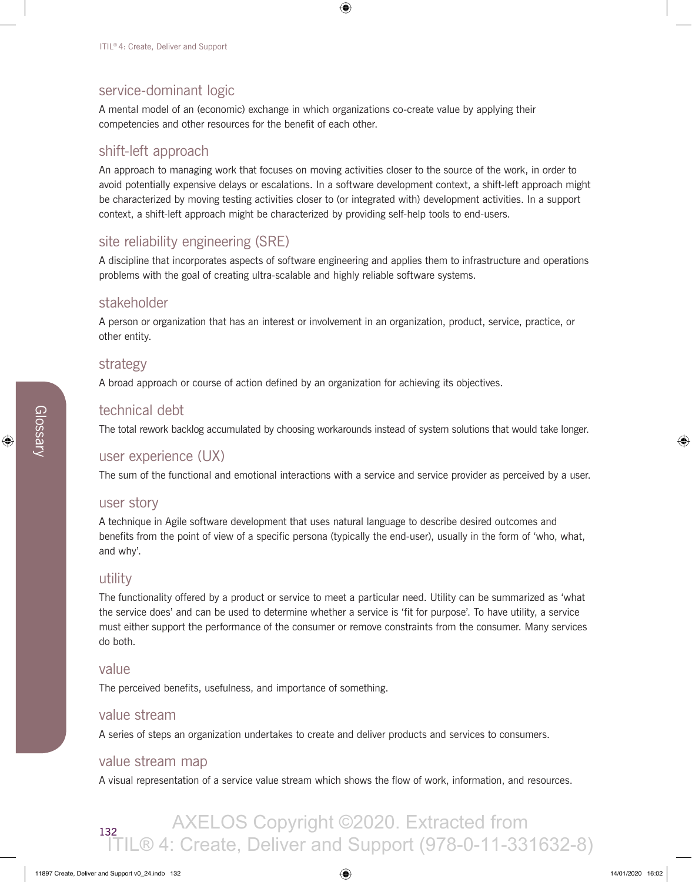## service-dominant logic

A mental model of an (economic) exchange in which organizations co-create value by applying their competencies and other resources for the benefit of each other.

## shift-left approach

An approach to managing work that focuses on moving activities closer to the source of the work, in order to avoid potentially expensive delays or escalations. In a software development context, a shift-left approach might be characterized by moving testing activities closer to (or integrated with) development activities. In a support context, a shift-left approach might be characterized by providing self-help tools to end-users.

## site reliability engineering (SRE)

A discipline that incorporates aspects of software engineering and applies them to infrastructure and operations problems with the goal of creating ultra-scalable and highly reliable software systems.

## stakeholder

A person or organization that has an interest or involvement in an organization, product, service, practice, or other entity.

## strategy

A broad approach or course of action defined by an organization for achieving its objectives.

## technical debt

The total rework backlog accumulated by choosing workarounds instead of system solutions that would take longer.

## user experience (UX)

The sum of the functional and emotional interactions with a service and service provider as perceived by a user.

## user story

A technique in Agile software development that uses natural language to describe desired outcomes and benefits from the point of view of a specific persona (typically the end-user), usually in the form of 'who, what, and why'.

## utility

The functionality offered by a product or service to meet a particular need. Utility can be summarized as 'what the service does' and can be used to determine whether a service is 'fit for purpose'. To have utility, a service must either support the performance of the consumer or remove constraints from the consumer. Many services do both.

## value

The perceived benefits, usefulness, and importance of something.

## value stream

A series of steps an organization undertakes to create and deliver products and services to consumers.

## value stream map

A visual representation of a service value stream which shows the flow of work, information, and resources.

AXELOS Copyright ©2020. Extracted from ITIL® 4: Create, Deliver and Support (978-0-11-331632-8)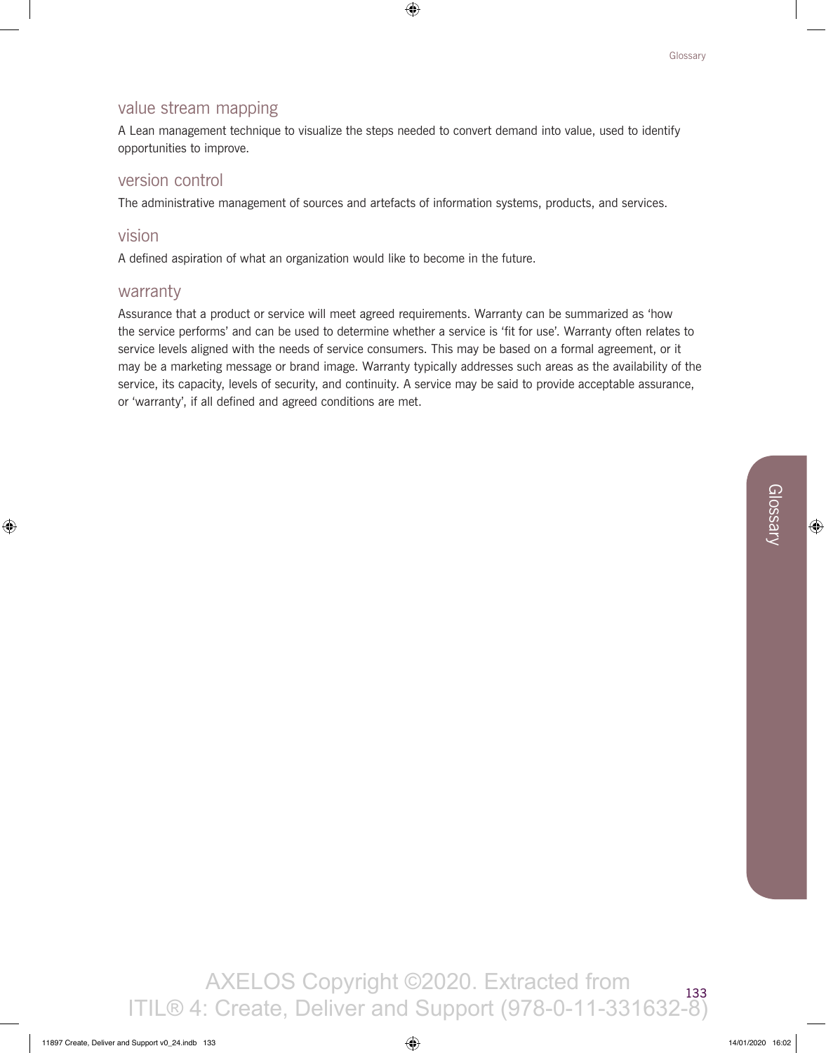## value stream mapping

A Lean management technique to visualize the steps needed to convert demand into value, used to identify opportunities to improve.

## version control

The administrative management of sources and artefacts of information systems, products, and services.

## vision

A defined aspiration of what an organization would like to become in the future.

## warranty

Assurance that a product or service will meet agreed requirements. Warranty can be summarized as 'how the service performs' and can be used to determine whether a service is 'fit for use'. Warranty often relates to service levels aligned with the needs of service consumers. This may be based on a formal agreement, or it may be a marketing message or brand image. Warranty typically addresses such areas as the availability of the service, its capacity, levels of security, and continuity. A service may be said to provide acceptable assurance, or 'warranty', if all defined and agreed conditions are met.

AXELOS Copyright ©2020. Extracted from ITIL® 4: Create, Deliver and Support (978-0-11-331632-8)